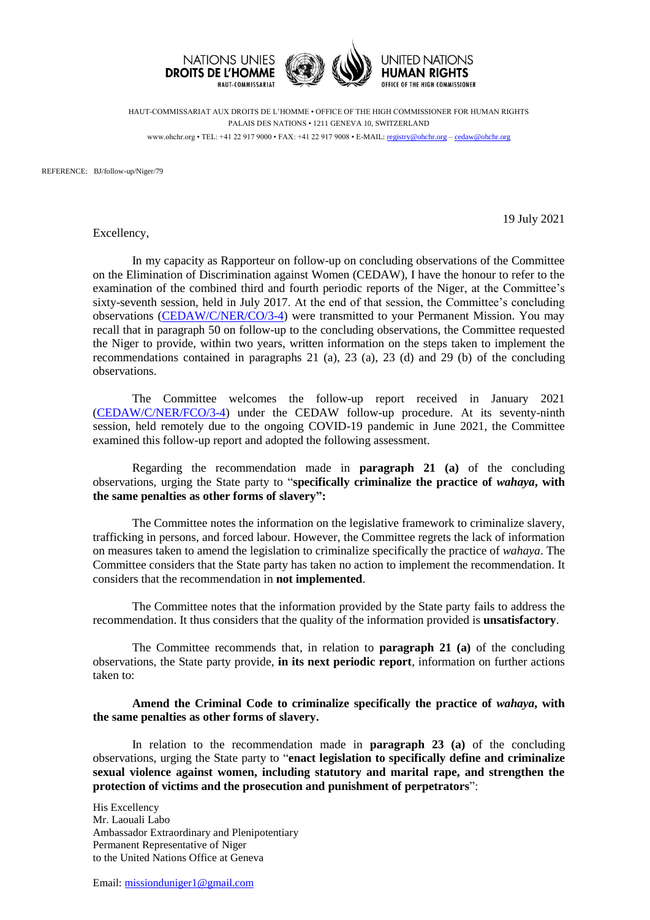NATIONS UNIES **DROITS DE L'HOMME** HAUT-COMMISSARIAT    UNITED NATIONS **HUMAN RIGHTS** OFFICE OF THE HIGH COMMISSIONER

HAUT-COMMISSARIAT AUX DROITS DE L'HOMME • OFFICE OF THE HIGH COMMISSIONER FOR HUMAN RIGHTS
PALAIS DES NATIONS • 1211 GENEVA 10, SWITZERLAND
www.ohchr.org • TEL: +41 22 917 9000 • FAX: +41 22 917 9008 • E-MAIL: registry@ohchr.org – cedaw@ohchr.org

REFERENCE: BJ/follow-up/Niger/79

19 July 2021

Excellency,

In my capacity as Rapporteur on follow-up on concluding observations of the Committee on the Elimination of Discrimination against Women (CEDAW), I have the honour to refer to the examination of the combined third and fourth periodic reports of the Niger, at the Committee's sixty-seventh session, held in July 2017. At the end of that session, the Committee's concluding observations (CEDAW/C/NER/CO/3-4) were transmitted to your Permanent Mission. You may recall that in paragraph 50 on follow-up to the concluding observations, the Committee requested the Niger to provide, within two years, written information on the steps taken to implement the recommendations contained in paragraphs 21 (a), 23 (a), 23 (d) and 29 (b) of the concluding observations.

The Committee welcomes the follow-up report received in January 2021 (CEDAW/C/NER/FCO/3-4) under the CEDAW follow-up procedure. At its seventy-ninth session, held remotely due to the ongoing COVID-19 pandemic in June 2021, the Committee examined this follow-up report and adopted the following assessment.

Regarding the recommendation made in **paragraph 21 (a)** of the concluding observations, urging the State party to "**specifically criminalize the practice of *wahaya*, with the same penalties as other forms of slavery":**

The Committee notes the information on the legislative framework to criminalize slavery, trafficking in persons, and forced labour. However, the Committee regrets the lack of information on measures taken to amend the legislation to criminalize specifically the practice of *wahaya*. The Committee considers that the State party has taken no action to implement the recommendation. It considers that the recommendation in **not implemented**.

The Committee notes that the information provided by the State party fails to address the recommendation. It thus considers that the quality of the information provided is **unsatisfactory**.

The Committee recommends that, in relation to **paragraph 21 (a)** of the concluding observations, the State party provide, **in its next periodic report**, information on further actions taken to:

**Amend the Criminal Code to criminalize specifically the practice of *wahaya*, with the same penalties as other forms of slavery.**

In relation to the recommendation made in **paragraph 23 (a)** of the concluding observations, urging the State party to "**enact legislation to specifically define and criminalize sexual violence against women, including statutory and marital rape, and strengthen the protection of victims and the prosecution and punishment of perpetrators**":

His Excellency
Mr. Laouali Labo
Ambassador Extraordinary and Plenipotentiary
Permanent Representative of Niger
to the United Nations Office at Geneva

Email: missionduniger1@gmail.com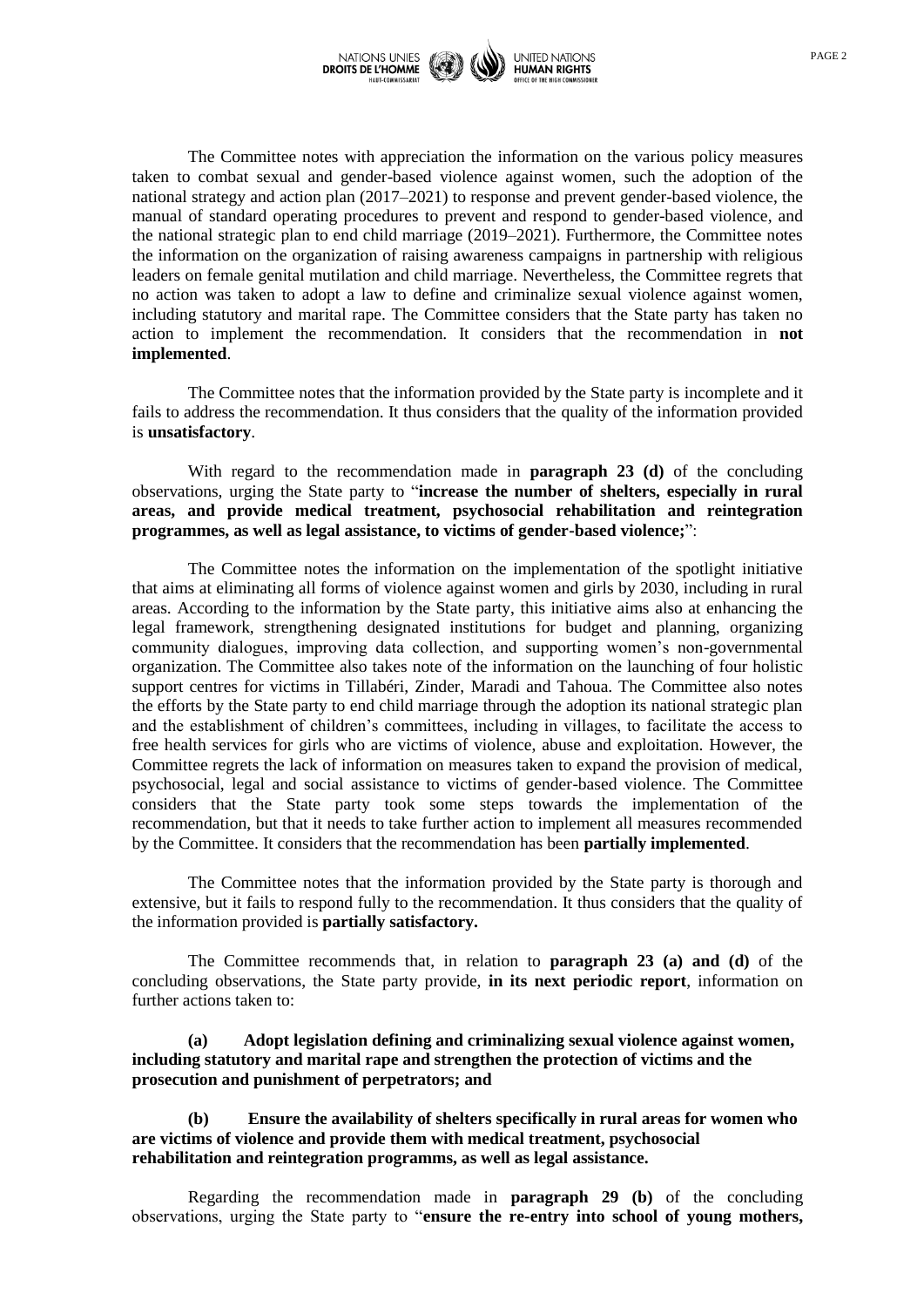The Committee notes with appreciation the information on the various policy measures taken to combat sexual and gender-based violence against women, such the adoption of the national strategy and action plan (2017–2021) to response and prevent gender-based violence, the manual of standard operating procedures to prevent and respond to gender-based violence, and the national strategic plan to end child marriage (2019–2021). Furthermore, the Committee notes the information on the organization of raising awareness campaigns in partnership with religious leaders on female genital mutilation and child marriage. Nevertheless, the Committee regrets that no action was taken to adopt a law to define and criminalize sexual violence against women, including statutory and marital rape. The Committee considers that the State party has taken no action to implement the recommendation. It considers that the recommendation in **not implemented**.

The Committee notes that the information provided by the State party is incomplete and it fails to address the recommendation. It thus considers that the quality of the information provided is **unsatisfactory**.

With regard to the recommendation made in **paragraph 23 (d)** of the concluding observations, urging the State party to "**increase the number of shelters, especially in rural areas, and provide medical treatment, psychosocial rehabilitation and reintegration programmes, as well as legal assistance, to victims of gender-based violence;**":

The Committee notes the information on the implementation of the spotlight initiative that aims at eliminating all forms of violence against women and girls by 2030, including in rural areas. According to the information by the State party, this initiative aims also at enhancing the legal framework, strengthening designated institutions for budget and planning, organizing community dialogues, improving data collection, and supporting women's non-governmental organization. The Committee also takes note of the information on the launching of four holistic support centres for victims in Tillabéri, Zinder, Maradi and Tahoua. The Committee also notes the efforts by the State party to end child marriage through the adoption its national strategic plan and the establishment of children's committees, including in villages, to facilitate the access to free health services for girls who are victims of violence, abuse and exploitation. However, the Committee regrets the lack of information on measures taken to expand the provision of medical, psychosocial, legal and social assistance to victims of gender-based violence. The Committee considers that the State party took some steps towards the implementation of the recommendation, but that it needs to take further action to implement all measures recommended by the Committee. It considers that the recommendation has been **partially implemented**.

The Committee notes that the information provided by the State party is thorough and extensive, but it fails to respond fully to the recommendation. It thus considers that the quality of the information provided is **partially satisfactory.**

The Committee recommends that, in relation to **paragraph 23 (a) and (d)** of the concluding observations, the State party provide, **in its next periodic report**, information on further actions taken to:

**(a) Adopt legislation defining and criminalizing sexual violence against women, including statutory and marital rape and strengthen the protection of victims and the prosecution and punishment of perpetrators; and**

**(b) Ensure the availability of shelters specifically in rural areas for women who are victims of violence and provide them with medical treatment, psychosocial rehabilitation and reintegration programms, as well as legal assistance.**

Regarding the recommendation made in **paragraph 29 (b)** of the concluding observations, urging the State party to "**ensure the re-entry into school of young mothers,**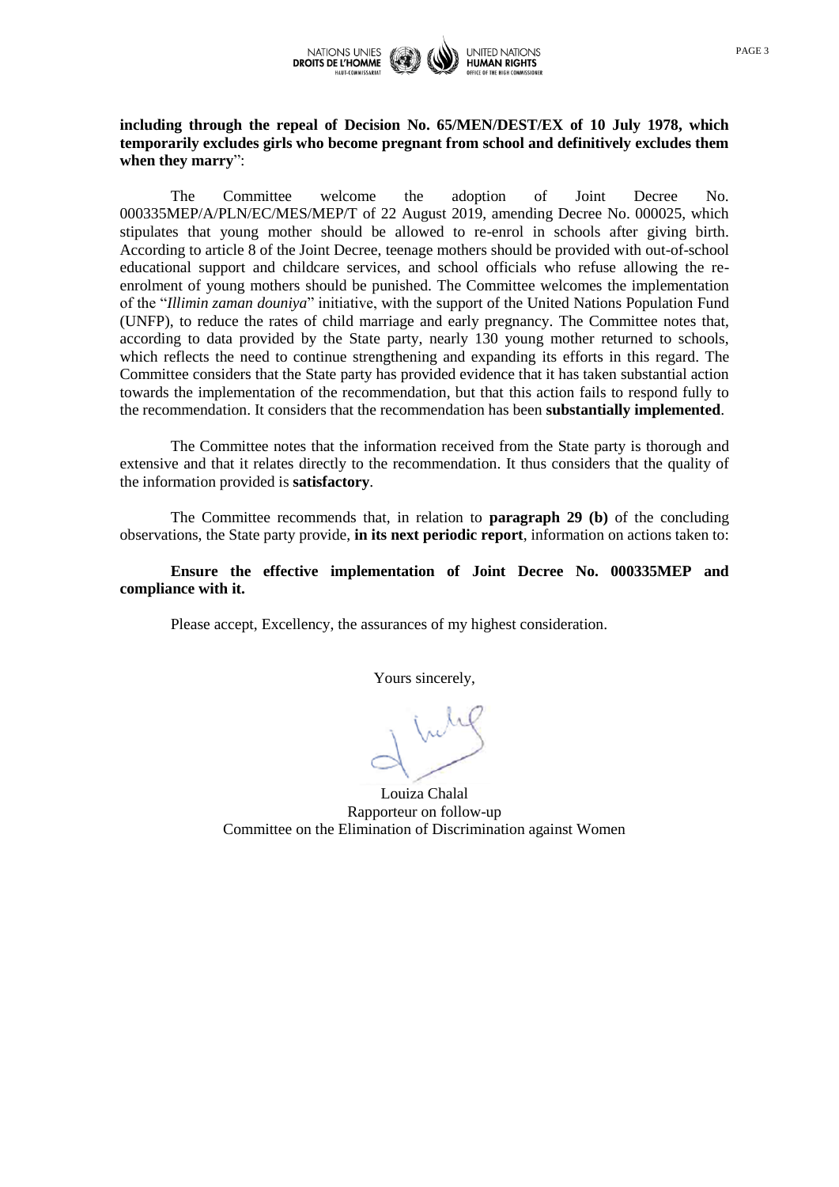**including through the repeal of Decision No. 65/MEN/DEST/EX of 10 July 1978, which temporarily excludes girls who become pregnant from school and definitively excludes them when they marry**":

The Committee welcome the adoption of Joint Decree No. 000335MEP/A/PLN/EC/MES/MEP/T of 22 August 2019, amending Decree No. 000025, which stipulates that young mother should be allowed to re-enrol in schools after giving birth. According to article 8 of the Joint Decree, teenage mothers should be provided with out-of-school educational support and childcare services, and school officials who refuse allowing the re-enrolment of young mothers should be punished. The Committee welcomes the implementation of the "*Illimin zaman douniya*" initiative, with the support of the United Nations Population Fund (UNFP), to reduce the rates of child marriage and early pregnancy. The Committee notes that, according to data provided by the State party, nearly 130 young mother returned to schools, which reflects the need to continue strengthening and expanding its efforts in this regard. The Committee considers that the State party has provided evidence that it has taken substantial action towards the implementation of the recommendation, but that this action fails to respond fully to the recommendation. It considers that the recommendation has been **substantially implemented**.

The Committee notes that the information received from the State party is thorough and extensive and that it relates directly to the recommendation. It thus considers that the quality of the information provided is **satisfactory**.

The Committee recommends that, in relation to **paragraph 29 (b)** of the concluding observations, the State party provide, **in its next periodic report**, information on actions taken to:

**Ensure the effective implementation of Joint Decree No. 000335MEP and compliance with it.**

Please accept, Excellency, the assurances of my highest consideration.

Yours sincerely,

Louiza Chalal
Rapporteur on follow-up
Committee on the Elimination of Discrimination against Women